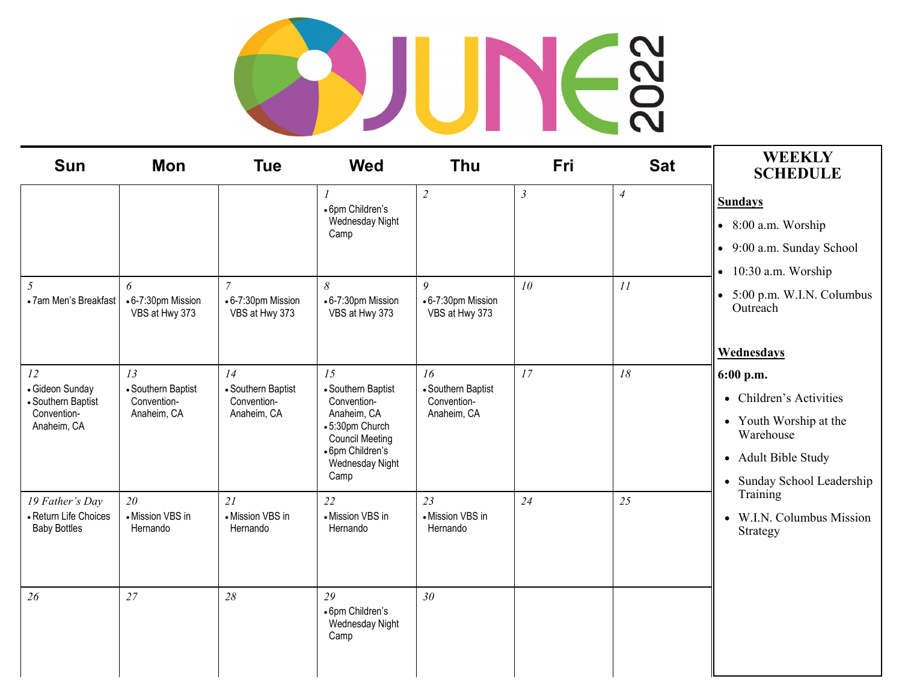# JUNE 2022

| Sun | Mon | Tue | Wed | Thu | Fri | Sat |
|---|---|---|---|---|---|---|
| | | | *1*<br>• 6pm Children's Wednesday Night Camp | *2* | *3* | *4* |
| *5*<br>• 7am Men's Breakfast | *6*<br>• 6-7:30pm Mission VBS at Hwy 373 | *7*<br>• 6-7:30pm Mission VBS at Hwy 373 | *8*<br>• 6-7:30pm Mission VBS at Hwy 373 | *9*<br>• 6-7:30pm Mission VBS at Hwy 373 | *10* | *11* |
| *12*<br>• Gideon Sunday<br>• Southern Baptist Convention-Anaheim, CA | *13*<br>• Southern Baptist Convention-Anaheim, CA | *14*<br>• Southern Baptist Convention-Anaheim, CA | *15*<br>• Southern Baptist Convention-Anaheim, CA<br>• 5:30pm Church Council Meeting<br>• 6pm Children's Wednesday Night Camp | *16*<br>• Southern Baptist Convention-Anaheim, CA | *17* | *18* |
| *19 Father's Day*<br>• Return Life Choices Baby Bottles | *20*<br>• Mission VBS in Hernando | *21*<br>• Mission VBS in Hernando | *22*<br>• Mission VBS in Hernando | *23*<br>• Mission VBS in Hernando | *24* | *25* |
| *26* | *27* | *28* | *29*<br>• 6pm Children's Wednesday Night Camp | *30* | | |

## WEEKLY SCHEDULE

**Sundays**

- 8:00 a.m. Worship
- 9:00 a.m. Sunday School
- 10:30 a.m. Worship
- 5:00 p.m. W.I.N. Columbus Outreach

**Wednesdays**

**6:00 p.m.**

- Children's Activities
- Youth Worship at the Warehouse
- Adult Bible Study
- Sunday School Leadership Training
- W.I.N. Columbus Mission Strategy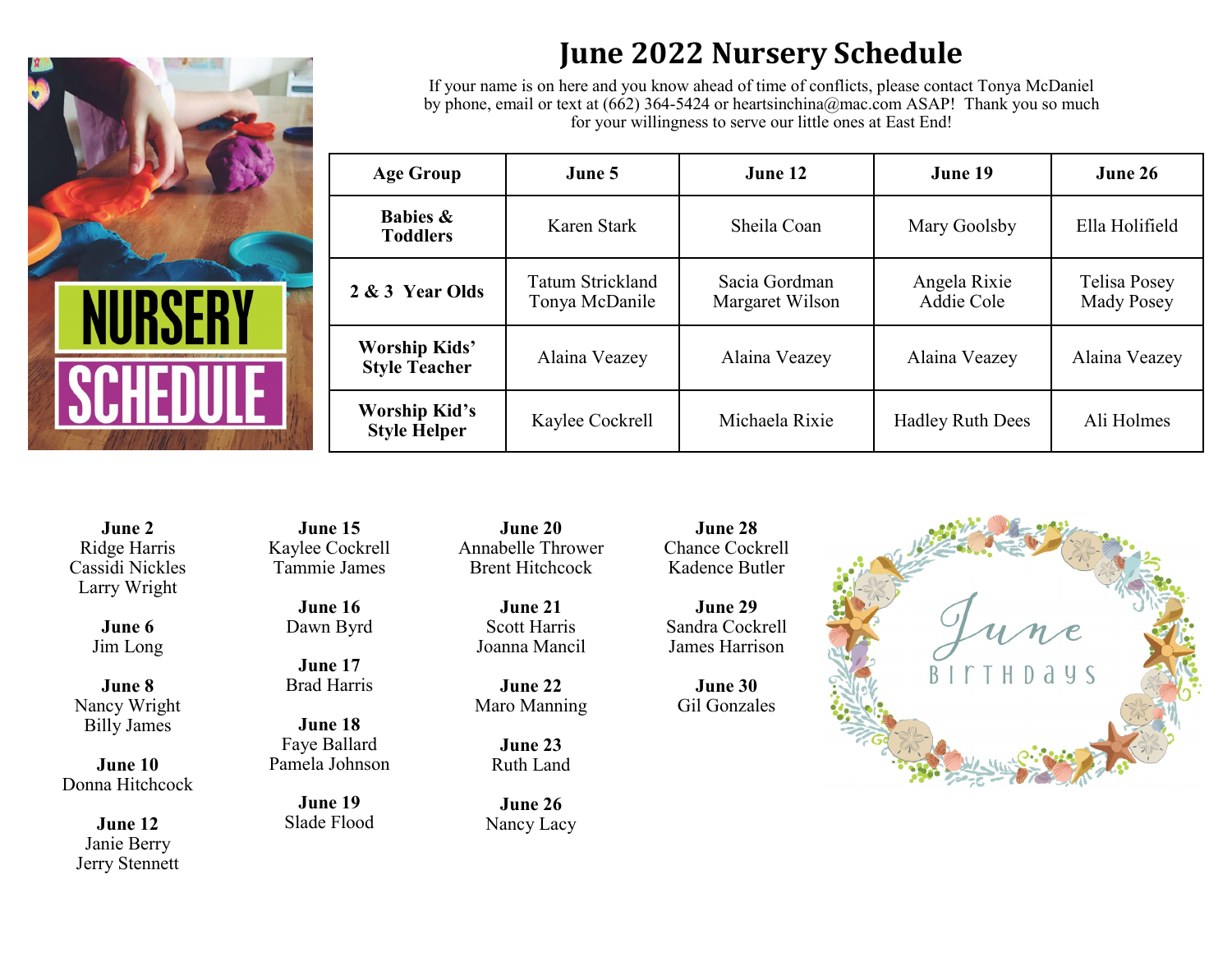# June 2022 Nursery Schedule

If your name is on here and you know ahead of time of conflicts, please contact Tonya McDaniel by phone, email or text at (662) 364-5424 or heartsinchina@mac.com ASAP! Thank you so much for your willingness to serve our little ones at East End!

| Age Group | June 5 | June 12 | June 19 | June 26 |
|---|---|---|---|---|
| Babies & Toddlers | Karen Stark | Sheila Coan | Mary Goolsby | Ella Holifield |
| 2 & 3 Year Olds | Tatum Strickland<br>Tonya McDanile | Sacia Gordman<br>Margaret Wilson | Angela Rixie<br>Addie Cole | Telisa Posey<br>Mady Posey |
| Worship Kids' Style Teacher | Alaina Veazey | Alaina Veazey | Alaina Veazey | Alaina Veazey |
| Worship Kid's Style Helper | Kaylee Cockrell | Michaela Rixie | Hadley Ruth Dees | Ali Holmes |

## June Birthdays

**June 2**
Ridge Harris
Cassidi Nickles
Larry Wright

**June 6**
Jim Long

**June 8**
Nancy Wright
Billy James

**June 10**
Donna Hitchcock

**June 12**
Janie Berry
Jerry Stennett

**June 15**
Kaylee Cockrell
Tammie James

**June 16**
Dawn Byrd

**June 17**
Brad Harris

**June 18**
Faye Ballard
Pamela Johnson

**June 19**
Slade Flood

**June 20**
Annabelle Thrower
Brent Hitchcock

**June 21**
Scott Harris
Joanna Mancil

**June 22**
Maro Manning

**June 23**
Ruth Land

**June 26**
Nancy Lacy

**June 28**
Chance Cockrell
Kadence Butler

**June 29**
Sandra Cockrell
James Harrison

**June 30**
Gil Gonzales